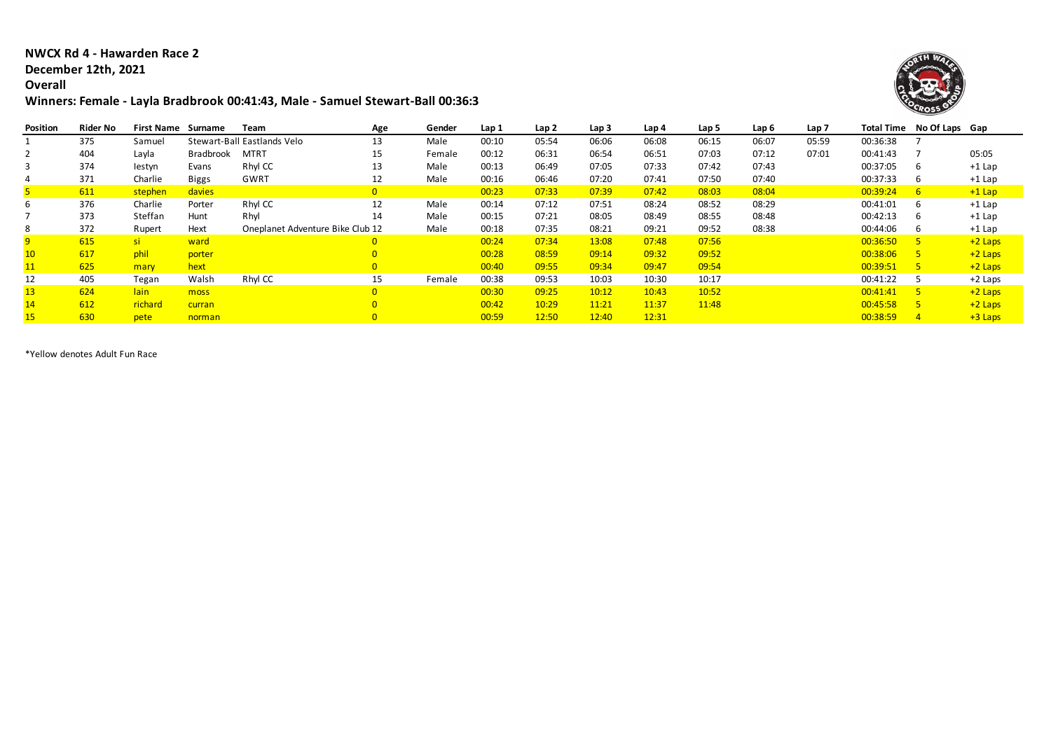**NWCX Rd 4 - Hawarden Race 2**
**December 12th, 2021**
**Overall**
**Winners: Female - Layla Bradbrook 00:41:43, Male - Samuel Stewart-Ball 00:36:3**

| Position | Rider No | First Name | Surname | Team | Age | Gender | Lap 1 | Lap 2 | Lap 3 | Lap 4 | Lap 5 | Lap 6 | Lap 7 | Total Time | No Of Laps | Gap |
|---|---|---|---|---|---|---|---|---|---|---|---|---|---|---|---|---|
| 1 | 375 | Samuel | Stewart-Ball | Eastlands Velo | 13 | Male | 00:10 | 05:54 | 06:06 | 06:08 | 06:15 | 06:07 | 05:59 | 00:36:38 | 7 | |
| 2 | 404 | Layla | Bradbrook | MTRT | 15 | Female | 00:12 | 06:31 | 06:54 | 06:51 | 07:03 | 07:12 | 07:01 | 00:41:43 | 7 | 05:05 |
| 3 | 374 | Iestyn | Evans | Rhyl CC | 13 | Male | 00:13 | 06:49 | 07:05 | 07:33 | 07:42 | 07:43 | | 00:37:05 | 6 | +1 Lap |
| 4 | 371 | Charlie | Biggs | GWRT | 12 | Male | 00:16 | 06:46 | 07:20 | 07:41 | 07:50 | 07:40 | | 00:37:33 | 6 | +1 Lap |
| 5 | 611 | stephen | davies | | 0 | | 00:23 | 07:33 | 07:39 | 07:42 | 08:03 | 08:04 | | 00:39:24 | 6 | +1 Lap |
| 6 | 376 | Charlie | Porter | Rhyl CC | 12 | Male | 00:14 | 07:12 | 07:51 | 08:24 | 08:52 | 08:29 | | 00:41:01 | 6 | +1 Lap |
| 7 | 373 | Steffan | Hunt | Rhyl | 14 | Male | 00:15 | 07:21 | 08:05 | 08:49 | 08:55 | 08:48 | | 00:42:13 | 6 | +1 Lap |
| 8 | 372 | Rupert | Hext | Oneplanet Adventure Bike Club | 12 | Male | 00:18 | 07:35 | 08:21 | 09:21 | 09:52 | 08:38 | | 00:44:06 | 6 | +1 Lap |
| 9 | 615 | si | ward | | 0 | | 00:24 | 07:34 | 13:08 | 07:48 | 07:56 | | | 00:36:50 | 5 | +2 Laps |
| 10 | 617 | phil | porter | | 0 | | 00:28 | 08:59 | 09:14 | 09:32 | 09:52 | | | 00:38:06 | 5 | +2 Laps |
| 11 | 625 | mary | hext | | 0 | | 00:40 | 09:55 | 09:34 | 09:47 | 09:54 | | | 00:39:51 | 5 | +2 Laps |
| 12 | 405 | Tegan | Walsh | Rhyl CC | 15 | Female | 00:38 | 09:53 | 10:03 | 10:30 | 10:17 | | | 00:41:22 | 5 | +2 Laps |
| 13 | 624 | Iain | moss | | 0 | | 00:30 | 09:25 | 10:12 | 10:43 | 10:52 | | | 00:41:41 | 5 | +2 Laps |
| 14 | 612 | richard | curran | | 0 | | 00:42 | 10:29 | 11:21 | 11:37 | 11:48 | | | 00:45:58 | 5 | +2 Laps |
| 15 | 630 | pete | norman | | 0 | | 00:59 | 12:50 | 12:40 | 12:31 | | | | 00:38:59 | 4 | +3 Laps |

*Yellow denotes Adult Fun Race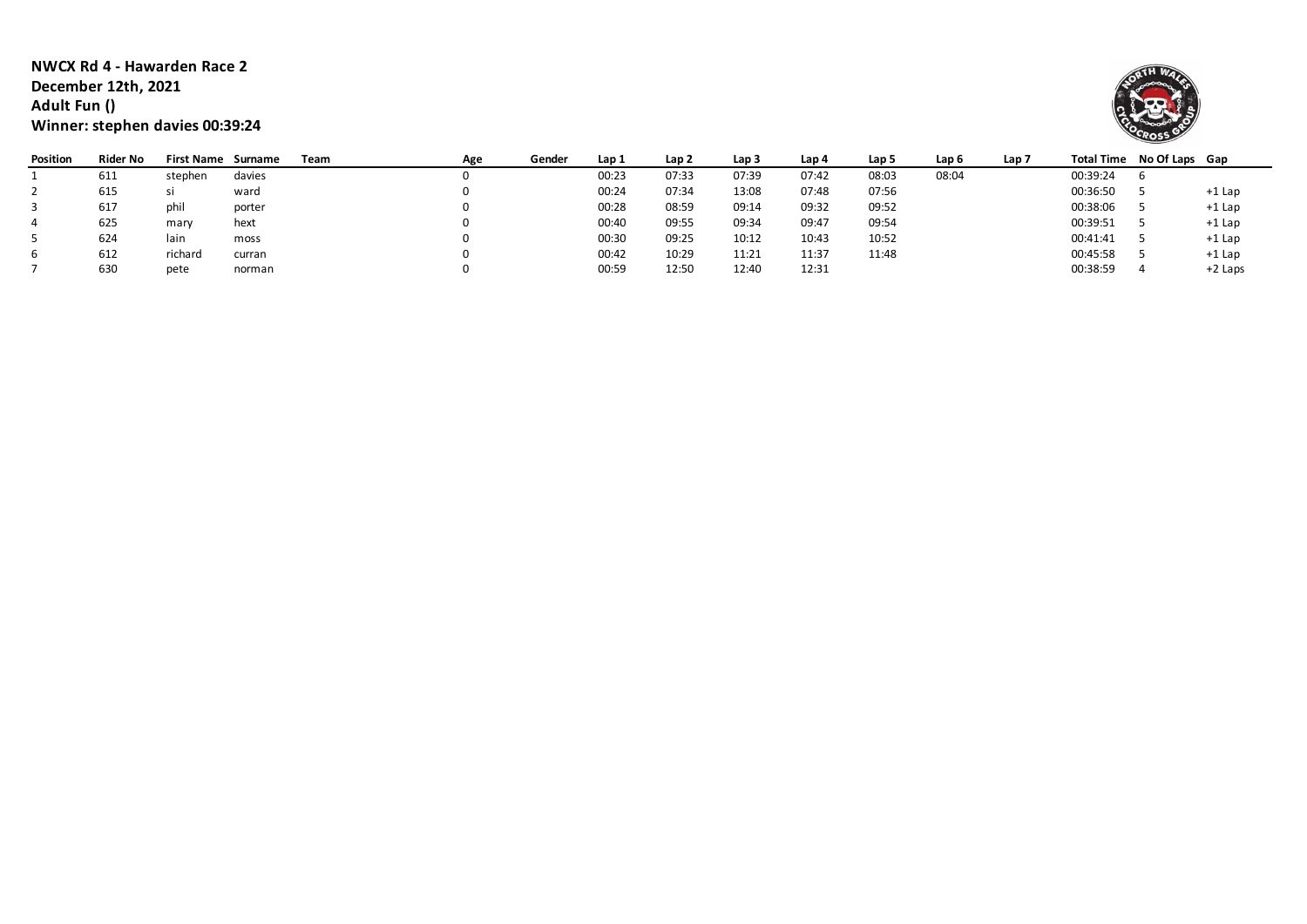**NWCX Rd 4 - Hawarden Race 2**
**December 12th, 2021**
**Adult Fun ()**
**Winner: stephen davies 00:39:24**

| Position | Rider No | First Name | Surname | Team | Age | Gender | Lap 1 | Lap 2 | Lap 3 | Lap 4 | Lap 5 | Lap 6 | Lap 7 | Total Time | No Of Laps | Gap |
|---|---|---|---|---|---|---|---|---|---|---|---|---|---|---|---|---|
| 1 | 611 | stephen | davies | | 0 | | 00:23 | 07:33 | 07:39 | 07:42 | 08:03 | 08:04 | | 00:39:24 | 6 | |
| 2 | 615 | si | ward | | 0 | | 00:24 | 07:34 | 13:08 | 07:48 | 07:56 | | | 00:36:50 | 5 | +1 Lap |
| 3 | 617 | phil | porter | | 0 | | 00:28 | 08:59 | 09:14 | 09:32 | 09:52 | | | 00:38:06 | 5 | +1 Lap |
| 4 | 625 | mary | hext | | 0 | | 00:40 | 09:55 | 09:34 | 09:47 | 09:54 | | | 00:39:51 | 5 | +1 Lap |
| 5 | 624 | lain | moss | | 0 | | 00:30 | 09:25 | 10:12 | 10:43 | 10:52 | | | 00:41:41 | 5 | +1 Lap |
| 6 | 612 | richard | curran | | 0 | | 00:42 | 10:29 | 11:21 | 11:37 | 11:48 | | | 00:45:58 | 5 | +1 Lap |
| 7 | 630 | pete | norman | | 0 | | 00:59 | 12:50 | 12:40 | 12:31 | | | | 00:38:59 | 4 | +2 Laps |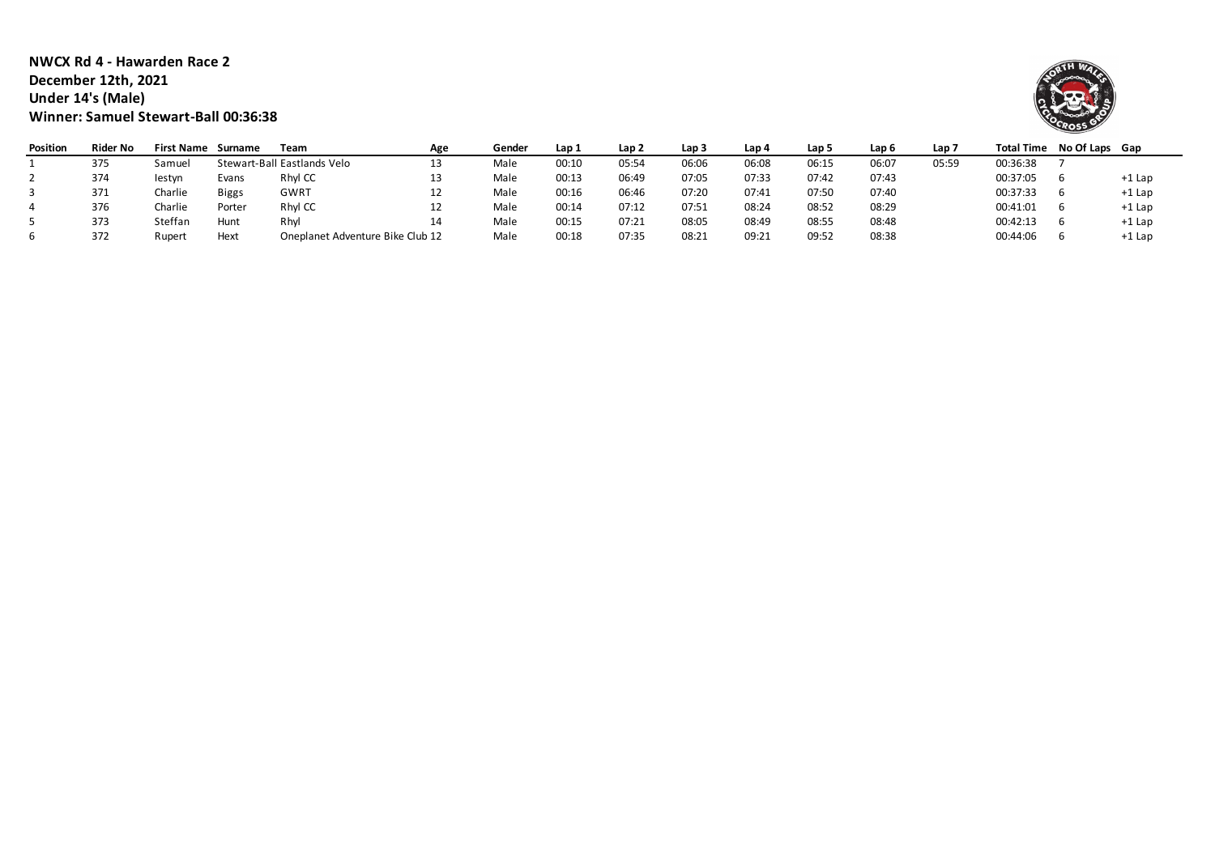**NWCX Rd 4 - Hawarden Race 2**
**December 12th, 2021**
**Under 14's (Male)**
**Winner: Samuel Stewart-Ball 00:36:38**

| Position | Rider No | First Name | Surname | Team | Age | Gender | Lap 1 | Lap 2 | Lap 3 | Lap 4 | Lap 5 | Lap 6 | Lap 7 | Total Time | No Of Laps | Gap |
|---|---|---|---|---|---|---|---|---|---|---|---|---|---|---|---|---|
| 1 | 375 | Samuel | Stewart-Ball | Eastlands Velo | 13 | Male | 00:10 | 05:54 | 06:06 | 06:08 | 06:15 | 06:07 | 05:59 | 00:36:38 | 7 | |
| 2 | 374 | Iestyn | Evans | Rhyl CC | 13 | Male | 00:13 | 06:49 | 07:05 | 07:33 | 07:42 | 07:43 | | 00:37:05 | 6 | +1 Lap |
| 3 | 371 | Charlie | Biggs | GWRT | 12 | Male | 00:16 | 06:46 | 07:20 | 07:41 | 07:50 | 07:40 | | 00:37:33 | 6 | +1 Lap |
| 4 | 376 | Charlie | Porter | Rhyl CC | 12 | Male | 00:14 | 07:12 | 07:51 | 08:24 | 08:52 | 08:29 | | 00:41:01 | 6 | +1 Lap |
| 5 | 373 | Steffan | Hunt | Rhyl | 14 | Male | 00:15 | 07:21 | 08:05 | 08:49 | 08:55 | 08:48 | | 00:42:13 | 6 | +1 Lap |
| 6 | 372 | Rupert | Hext | Oneplanet Adventure Bike Club | 12 | Male | 00:18 | 07:35 | 08:21 | 09:21 | 09:52 | 08:38 | | 00:44:06 | 6 | +1 Lap |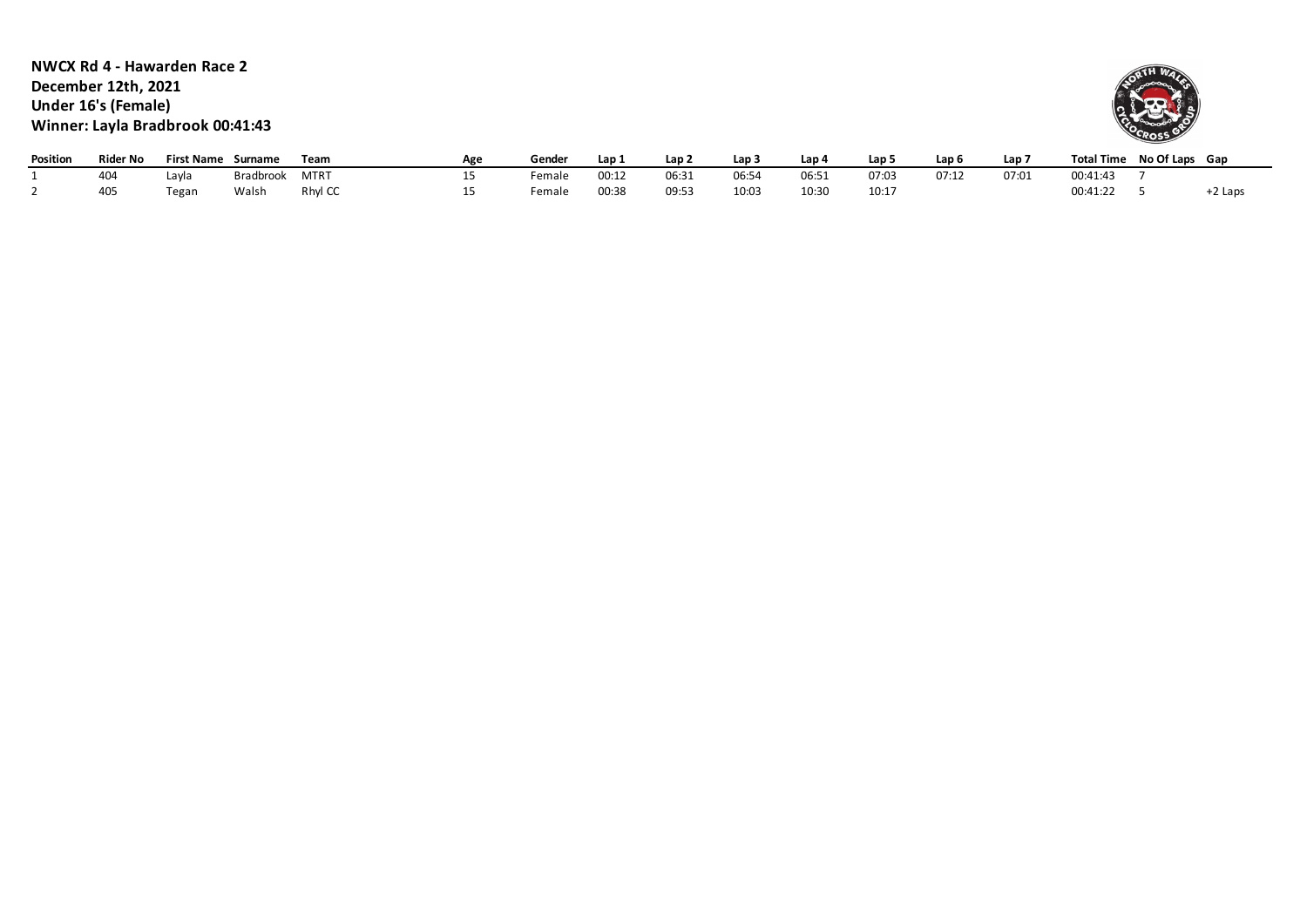**NWCX Rd 4 - Hawarden Race 2**
**December 12th, 2021**
**Under 16's (Female)**
**Winner: Layla Bradbrook 00:41:43**

| Position | Rider No | First Name | Surname | Team | Age | Gender | Lap 1 | Lap 2 | Lap 3 | Lap 4 | Lap 5 | Lap 6 | Lap 7 | Total Time | No Of Laps | Gap |
|---|---|---|---|---|---|---|---|---|---|---|---|---|---|---|---|---|
| 1 | 404 | Layla | Bradbrook | MTRT | 15 | Female | 00:12 | 06:31 | 06:54 | 06:51 | 07:03 | 07:12 | 07:01 | 00:41:43 | 7 | |
| 2 | 405 | Tegan | Walsh | Rhyl CC | 15 | Female | 00:38 | 09:53 | 10:03 | 10:30 | 10:17 | | | 00:41:22 | 5 | +2 Laps |